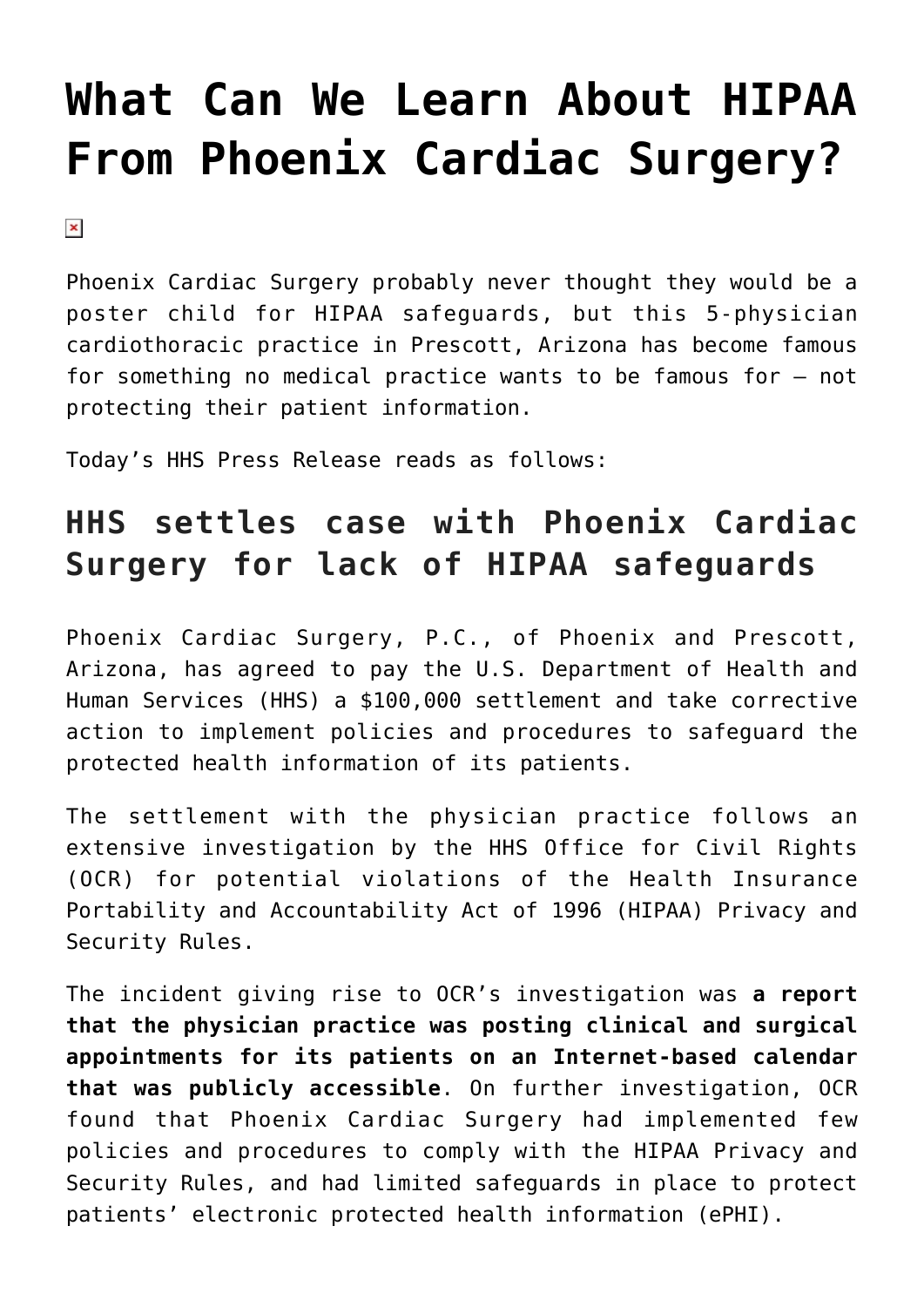# What Can We Learn About HIPAA From Phoenix Cardiac Surgery?

Phoenix Cardiac Surgery probably never thought they would be a poster child for HIPAA safeguards, but this 5-physician cardiothoracic practice in Prescott, Arizona has become famous for something no medical practice wants to be famous for – not protecting their patient information.

Today's HHS Press Release reads as follows:

## HHS settles case with Phoenix Cardiac Surgery for lack of HIPAA safeguards

Phoenix Cardiac Surgery, P.C., of Phoenix and Prescott, Arizona, has agreed to pay the U.S. Department of Health and Human Services (HHS) a $100,000 settlement and take corrective action to implement policies and procedures to safeguard the protected health information of its patients.

The settlement with the physician practice follows an extensive investigation by the HHS Office for Civil Rights (OCR) for potential violations of the Health Insurance Portability and Accountability Act of 1996 (HIPAA) Privacy and Security Rules.

The incident giving rise to OCR's investigation was **a report that the physician practice was posting clinical and surgical appointments for its patients on an Internet-based calendar that was publicly accessible**. On further investigation, OCR found that Phoenix Cardiac Surgery had implemented few policies and procedures to comply with the HIPAA Privacy and Security Rules, and had limited safeguards in place to protect patients' electronic protected health information (ePHI).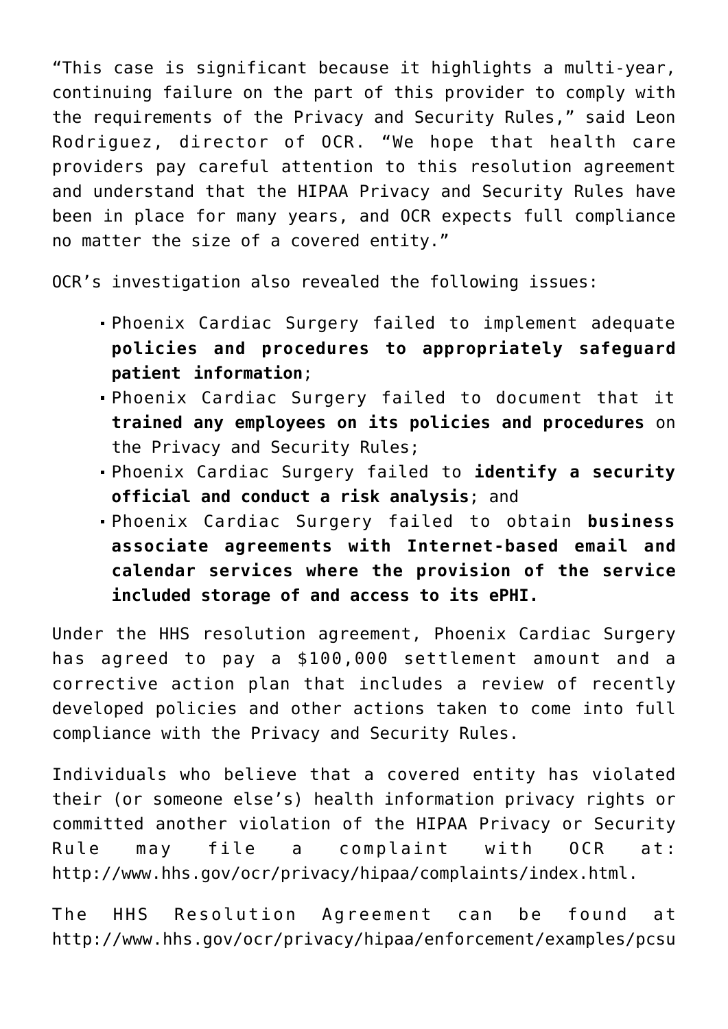"This case is significant because it highlights a multi-year, continuing failure on the part of this provider to comply with the requirements of the Privacy and Security Rules," said Leon Rodriguez, director of OCR. "We hope that health care providers pay careful attention to this resolution agreement and understand that the HIPAA Privacy and Security Rules have been in place for many years, and OCR expects full compliance no matter the size of a covered entity."

OCR's investigation also revealed the following issues:

- Phoenix Cardiac Surgery failed to implement adequate **policies and procedures to appropriately safeguard patient information**;
- Phoenix Cardiac Surgery failed to document that it **trained any employees on its policies and procedures** on the Privacy and Security Rules;
- Phoenix Cardiac Surgery failed to **identify a security official and conduct a risk analysis**; and
- Phoenix Cardiac Surgery failed to obtain **business associate agreements with Internet-based email and calendar services where the provision of the service included storage of and access to its ePHI.**

Under the HHS resolution agreement, Phoenix Cardiac Surgery has agreed to pay a $100,000 settlement amount and a corrective action plan that includes a review of recently developed policies and other actions taken to come into full compliance with the Privacy and Security Rules.

Individuals who believe that a covered entity has violated their (or someone else's) health information privacy rights or committed another violation of the HIPAA Privacy or Security Rule may file a complaint with OCR at: http://www.hhs.gov/ocr/privacy/hipaa/complaints/index.html.

The HHS Resolution Agreement can be found at http://www.hhs.gov/ocr/privacy/hipaa/enforcement/examples/pcsu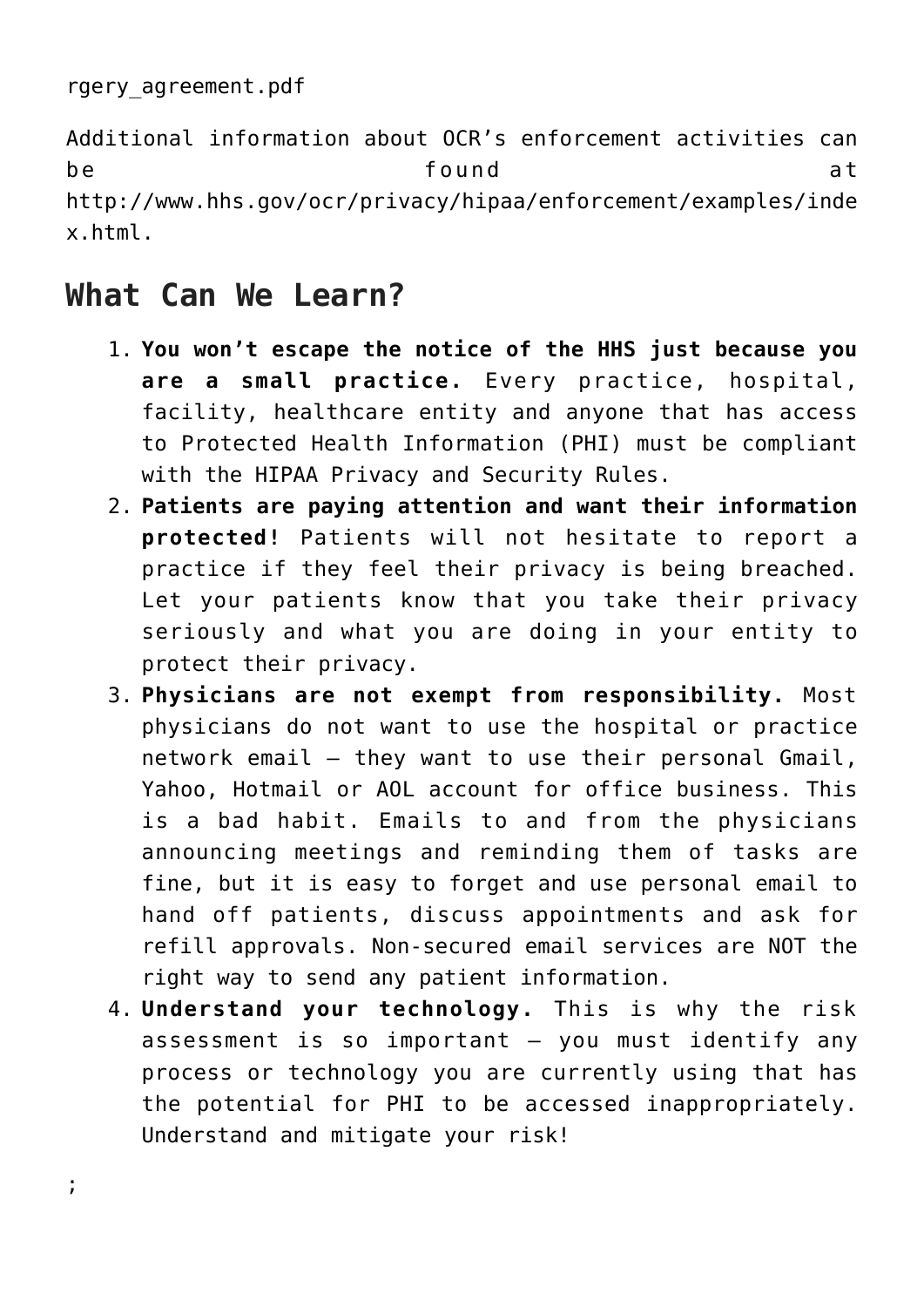rgery_agreement.pdf

Additional information about OCR’s enforcement activities can be found at http://www.hhs.gov/ocr/privacy/hipaa/enforcement/examples/index.html.

## What Can We Learn?

1. **You won’t escape the notice of the HHS just because you are a small practice.** Every practice, hospital, facility, healthcare entity and anyone that has access to Protected Health Information (PHI) must be compliant with the HIPAA Privacy and Security Rules.
2. **Patients are paying attention and want their information protected!** Patients will not hesitate to report a practice if they feel their privacy is being breached. Let your patients know that you take their privacy seriously and what you are doing in your entity to protect their privacy.
3. **Physicians are not exempt from responsibility.** Most physicians do not want to use the hospital or practice network email – they want to use their personal Gmail, Yahoo, Hotmail or AOL account for office business. This is a bad habit. Emails to and from the physicians announcing meetings and reminding them of tasks are fine, but it is easy to forget and use personal email to hand off patients, discuss appointments and ask for refill approvals. Non-secured email services are NOT the right way to send any patient information.
4. **Understand your technology.** This is why the risk assessment is so important – you must identify any process or technology you are currently using that has the potential for PHI to be accessed inappropriately. Understand and mitigate your risk!

;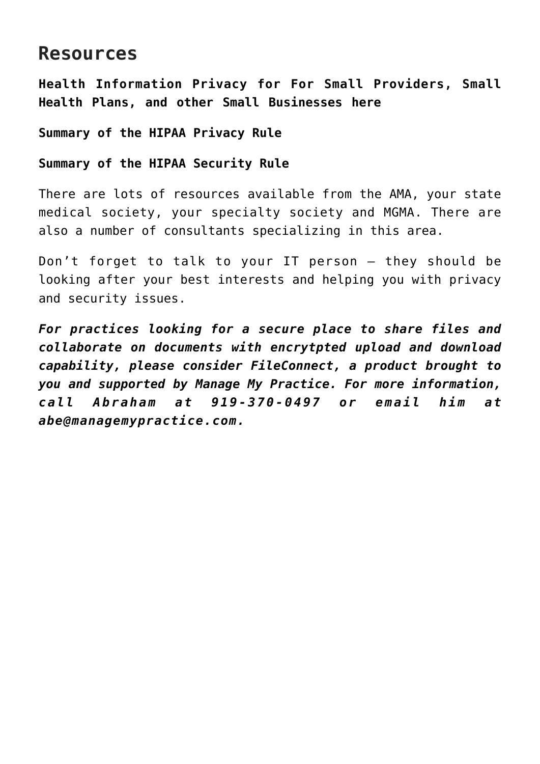## Resources

**Health Information Privacy for For Small Providers, Small Health Plans, and other Small Businesses here**

**Summary of the HIPAA Privacy Rule**

**Summary of the HIPAA Security Rule**

There are lots of resources available from the AMA, your state medical society, your specialty society and MGMA. There are also a number of consultants specializing in this area.

Don't forget to talk to your IT person – they should be looking after your best interests and helping you with privacy and security issues.

***For practices looking for a secure place to share files and collaborate on documents with encrytpted upload and download capability, please consider FileConnect, a product brought to you and supported by Manage My Practice. For more information, call Abraham at 919-370-0497 or email him at abe@managemypractice.com.***